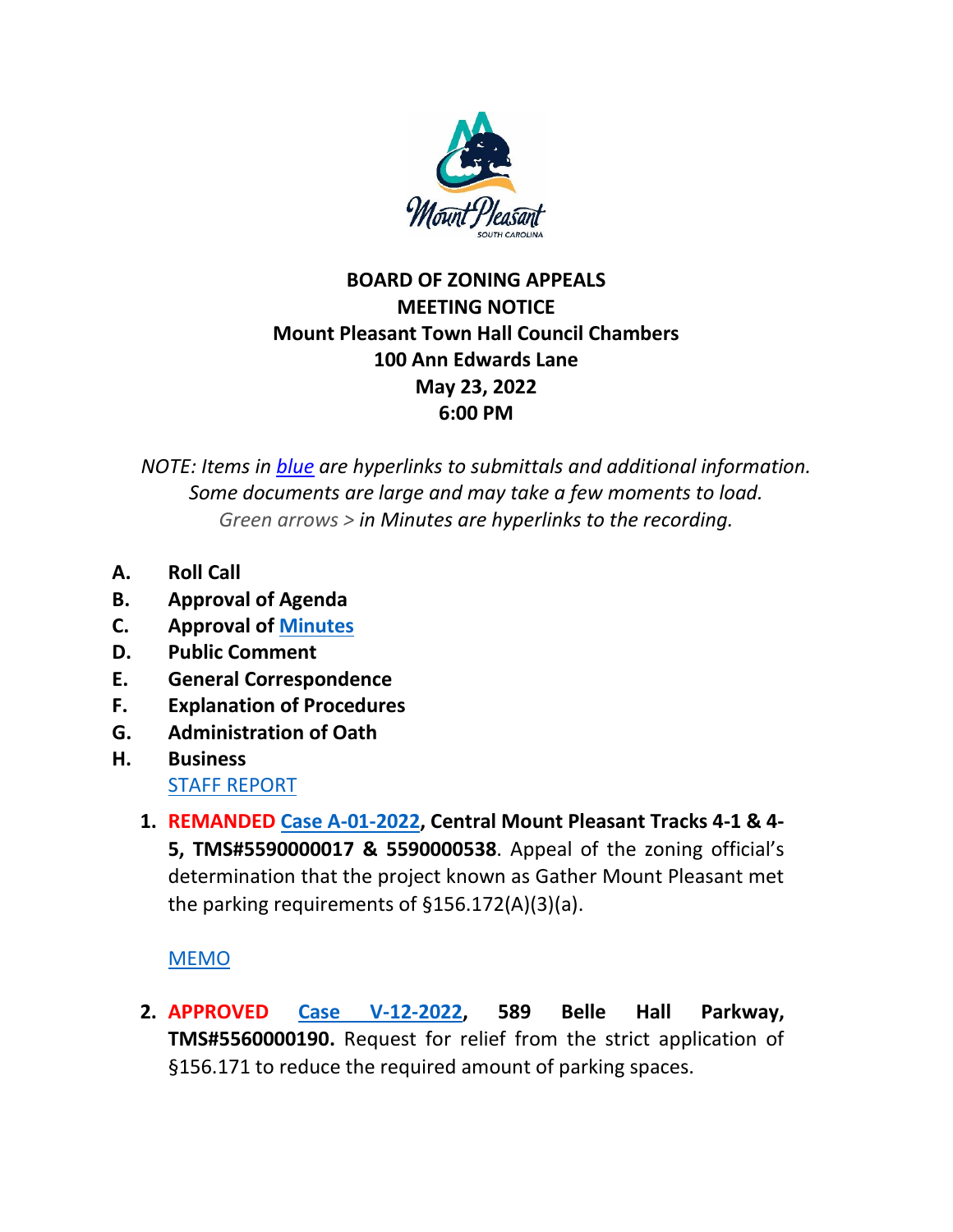**BOARD OF ZONING APPEALS**
**MEETING NOTICE**
**Mount Pleasant Town Hall Council Chambers**
**100 Ann Edwards Lane**
**May 23, 2022**
**6:00 PM**

*NOTE: Items in blue are hyperlinks to submittals and additional information. Some documents are large and may take a few moments to load. Green arrows > in Minutes are hyperlinks to the recording.*

**A. Roll Call**
**B. Approval of Agenda**
**C. Approval of Minutes**
**D. Public Comment**
**E. General Correspondence**
**F. Explanation of Procedures**
**G. Administration of Oath**
**H. Business**

STAFF REPORT

1. **REMANDED Case A-01-2022, Central Mount Pleasant Tracks 4-1 & 4-5, TMS#5590000017 & 5590000538**. Appeal of the zoning official's determination that the project known as Gather Mount Pleasant met the parking requirements of §156.172(A)(3)(a).

   MEMO

2. **APPROVED Case V-12-2022, 589 Belle Hall Parkway, TMS#5560000190.** Request for relief from the strict application of §156.171 to reduce the required amount of parking spaces.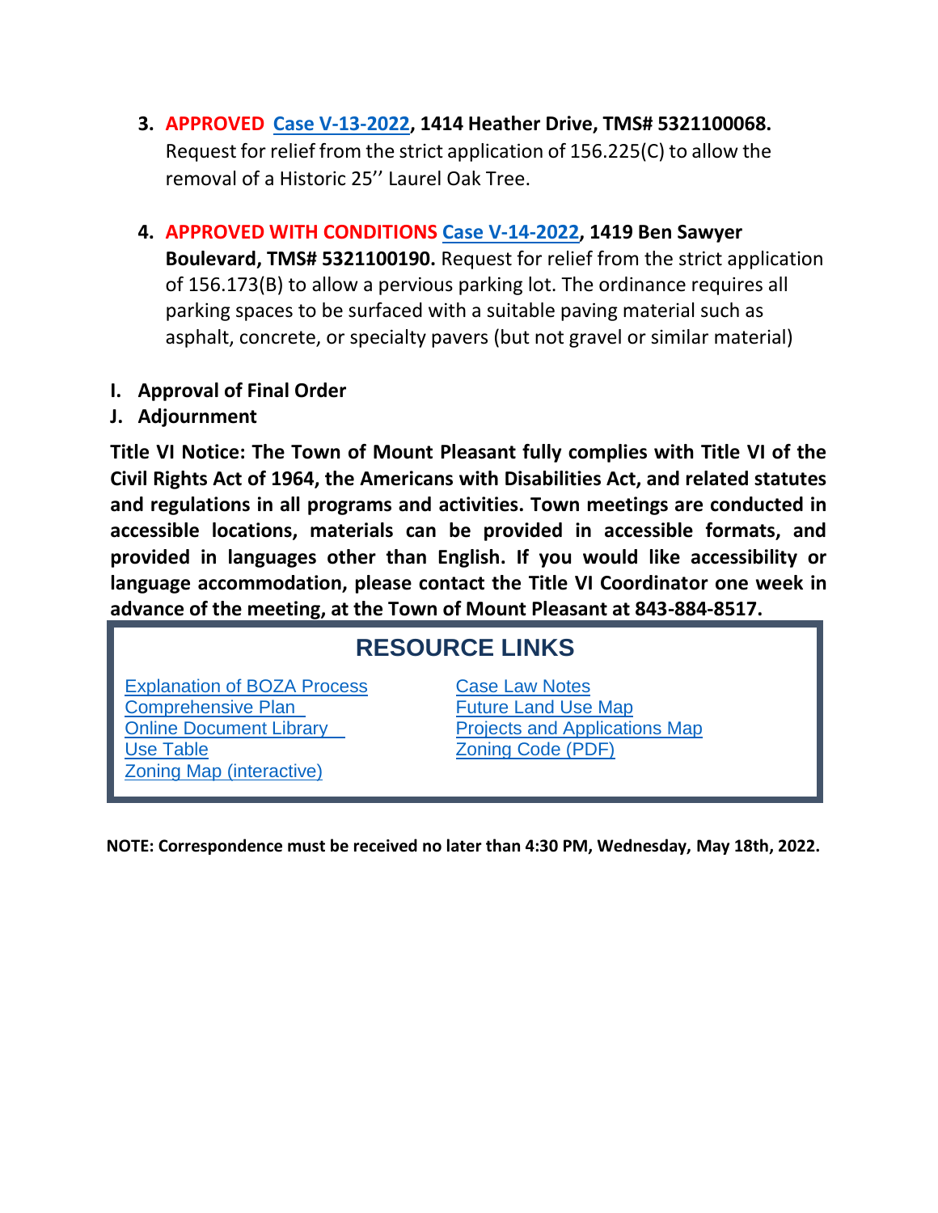3. **APPROVED Case V-13-2022, 1414 Heather Drive, TMS# 5321100068.** Request for relief from the strict application of 156.225(C) to allow the removal of a Historic 25'' Laurel Oak Tree.

4. **APPROVED WITH CONDITIONS Case V-14-2022, 1419 Ben Sawyer Boulevard, TMS# 5321100190.** Request for relief from the strict application of 156.173(B) to allow a pervious parking lot. The ordinance requires all parking spaces to be surfaced with a suitable paving material such as asphalt, concrete, or specialty pavers (but not gravel or similar material)

**I. Approval of Final Order**

**J. Adjournment**

**Title VI Notice: The Town of Mount Pleasant fully complies with Title VI of the Civil Rights Act of 1964, the Americans with Disabilities Act, and related statutes and regulations in all programs and activities. Town meetings are conducted in accessible locations, materials can be provided in accessible formats, and provided in languages other than English. If you would like accessibility or language accommodation, please contact the Title VI Coordinator one week in advance of the meeting, at the Town of Mount Pleasant at 843-884-8517.**

## RESOURCE LINKS

- Explanation of BOZA Process
- Comprehensive Plan
- Online Document Library
- Use Table
- Zoning Map (interactive)
- Case Law Notes
- Future Land Use Map
- Projects and Applications Map
- Zoning Code (PDF)

**NOTE: Correspondence must be received no later than 4:30 PM, Wednesday, May 18th, 2022.**